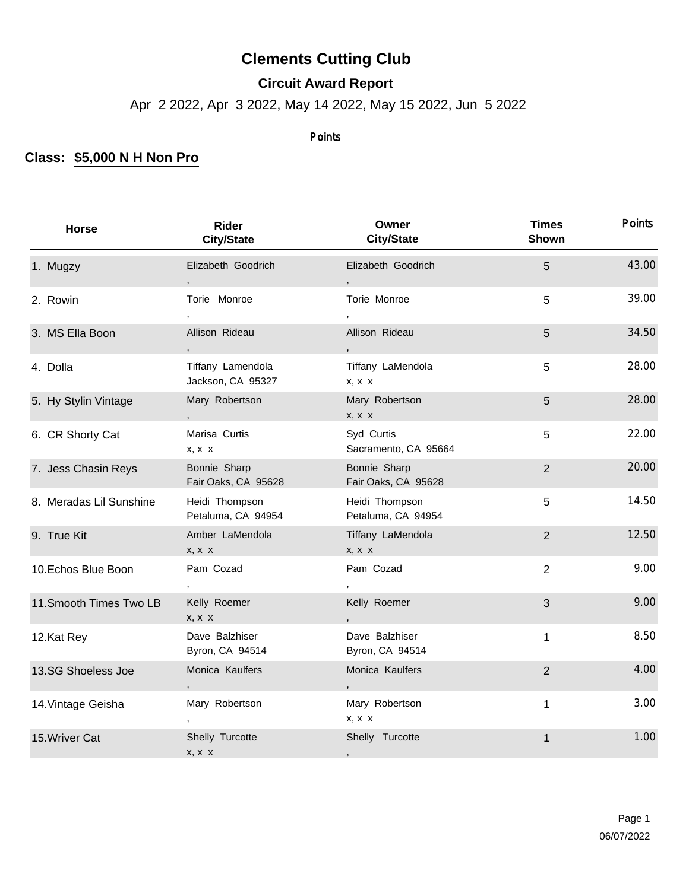# Clements Cutting Club

## Circuit Award Report

Apr 2 2022, Apr 3 2022, May 14 2022, May 15 2022, Jun 5 2022

Points

**Class: $5,000 N H Non Pro**

| Horse | Rider City/State | Owner City/State | Times Shown | Points |
|---|---|---|---|---|
| 1. Mugzy | Elizabeth Goodrich<br>, | Elizabeth Goodrich<br>, | 5 | 43.00 |
| 2. Rowin | Torie Monroe<br>, | Torie Monroe<br>, | 5 | 39.00 |
| 3. MS Ella Boon | Allison Rideau<br>, | Allison Rideau<br>, | 5 | 34.50 |
| 4. Dolla | Tiffany Lamendola<br>Jackson, CA 95327 | Tiffany LaMendola<br>x, x x | 5 | 28.00 |
| 5. Hy Stylin Vintage | Mary Robertson<br>, | Mary Robertson<br>x, x x | 5 | 28.00 |
| 6. CR Shorty Cat | Marisa Curtis<br>x, x x | Syd Curtis<br>Sacramento, CA 95664 | 5 | 22.00 |
| 7. Jess Chasin Reys | Bonnie Sharp<br>Fair Oaks, CA 95628 | Bonnie Sharp<br>Fair Oaks, CA 95628 | 2 | 20.00 |
| 8. Meradas Lil Sunshine | Heidi Thompson<br>Petaluma, CA 94954 | Heidi Thompson<br>Petaluma, CA 94954 | 5 | 14.50 |
| 9. True Kit | Amber LaMendola<br>x, x x | Tiffany LaMendola<br>x, x x | 2 | 12.50 |
| 10. Echos Blue Boon | Pam Cozad<br>, | Pam Cozad<br>, | 2 | 9.00 |
| 11. Smooth Times Two LB | Kelly Roemer<br>x, x x | Kelly Roemer<br>, | 3 | 9.00 |
| 12. Kat Rey | Dave Balzhiser<br>Byron, CA 94514 | Dave Balzhiser<br>Byron, CA 94514 | 1 | 8.50 |
| 13. SG Shoeless Joe | Monica Kaulfers<br>, | Monica Kaulfers<br>, | 2 | 4.00 |
| 14. Vintage Geisha | Mary Robertson<br>, | Mary Robertson<br>x, x x | 1 | 3.00 |
| 15. Wriver Cat | Shelly Turcotte<br>x, x x | Shelly Turcotte<br>, | 1 | 1.00 |

06/07/2022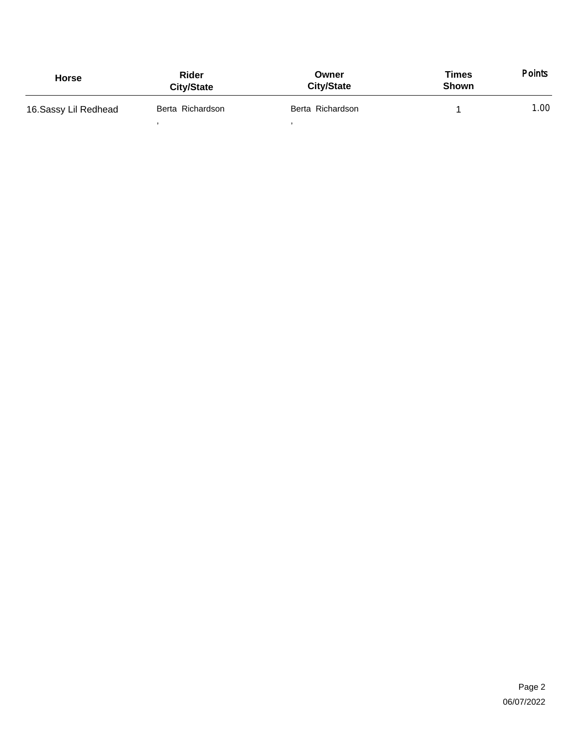| Horse | Rider City/State | Owner City/State | Times Shown | Points |
|---|---|---|---|---|
| 16.Sassy Lil Redhead | Berta Richardson<br>, | Berta Richardson<br>, | 1 | 1.00 |

06/07/2022